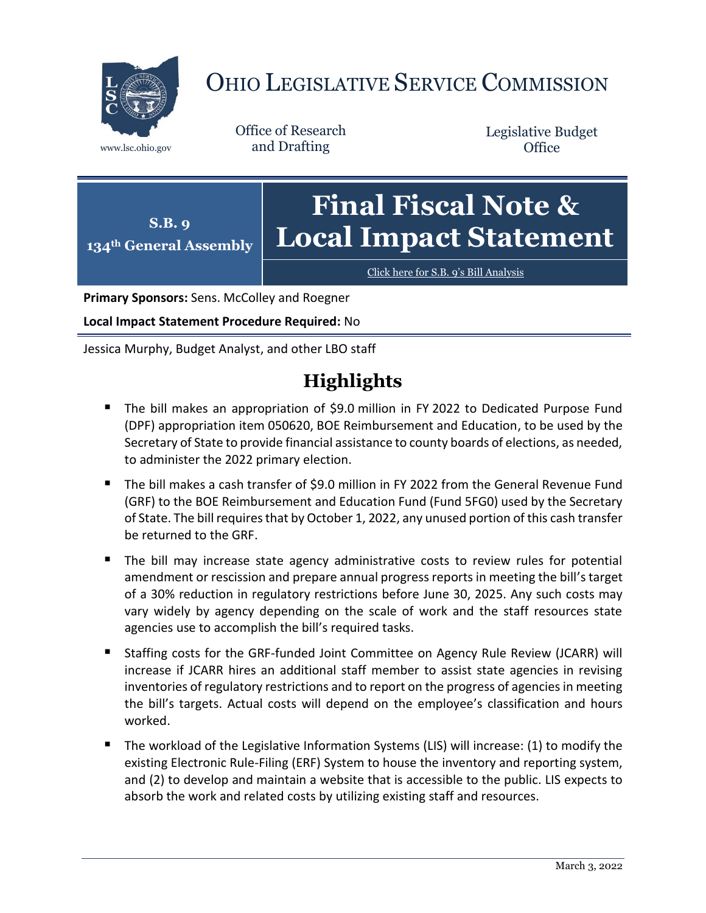# OHIO LEGISLATIVE SERVICE COMMISSION

www.lsc.ohio.gov

Office of Research and Drafting

Legislative Budget Office

**S.B. 9**
**134th General Assembly**

# Final Fiscal Note & Local Impact Statement

Click here for S.B. 9's Bill Analysis

**Primary Sponsors:** Sens. McColley and Roegner

**Local Impact Statement Procedure Required:** No

Jessica Murphy, Budget Analyst, and other LBO staff

## Highlights

- The bill makes an appropriation of $9.0 million in FY 2022 to Dedicated Purpose Fund (DPF) appropriation item 050620, BOE Reimbursement and Education, to be used by the Secretary of State to provide financial assistance to county boards of elections, as needed, to administer the 2022 primary election.
- The bill makes a cash transfer of $9.0 million in FY 2022 from the General Revenue Fund (GRF) to the BOE Reimbursement and Education Fund (Fund 5FG0) used by the Secretary of State. The bill requires that by October 1, 2022, any unused portion of this cash transfer be returned to the GRF.
- The bill may increase state agency administrative costs to review rules for potential amendment or rescission and prepare annual progress reports in meeting the bill's target of a 30% reduction in regulatory restrictions before June 30, 2025. Any such costs may vary widely by agency depending on the scale of work and the staff resources state agencies use to accomplish the bill's required tasks.
- Staffing costs for the GRF-funded Joint Committee on Agency Rule Review (JCARR) will increase if JCARR hires an additional staff member to assist state agencies in revising inventories of regulatory restrictions and to report on the progress of agencies in meeting the bill's targets. Actual costs will depend on the employee's classification and hours worked.
- The workload of the Legislative Information Systems (LIS) will increase: (1) to modify the existing Electronic Rule-Filing (ERF) System to house the inventory and reporting system, and (2) to develop and maintain a website that is accessible to the public. LIS expects to absorb the work and related costs by utilizing existing staff and resources.

March 3, 2022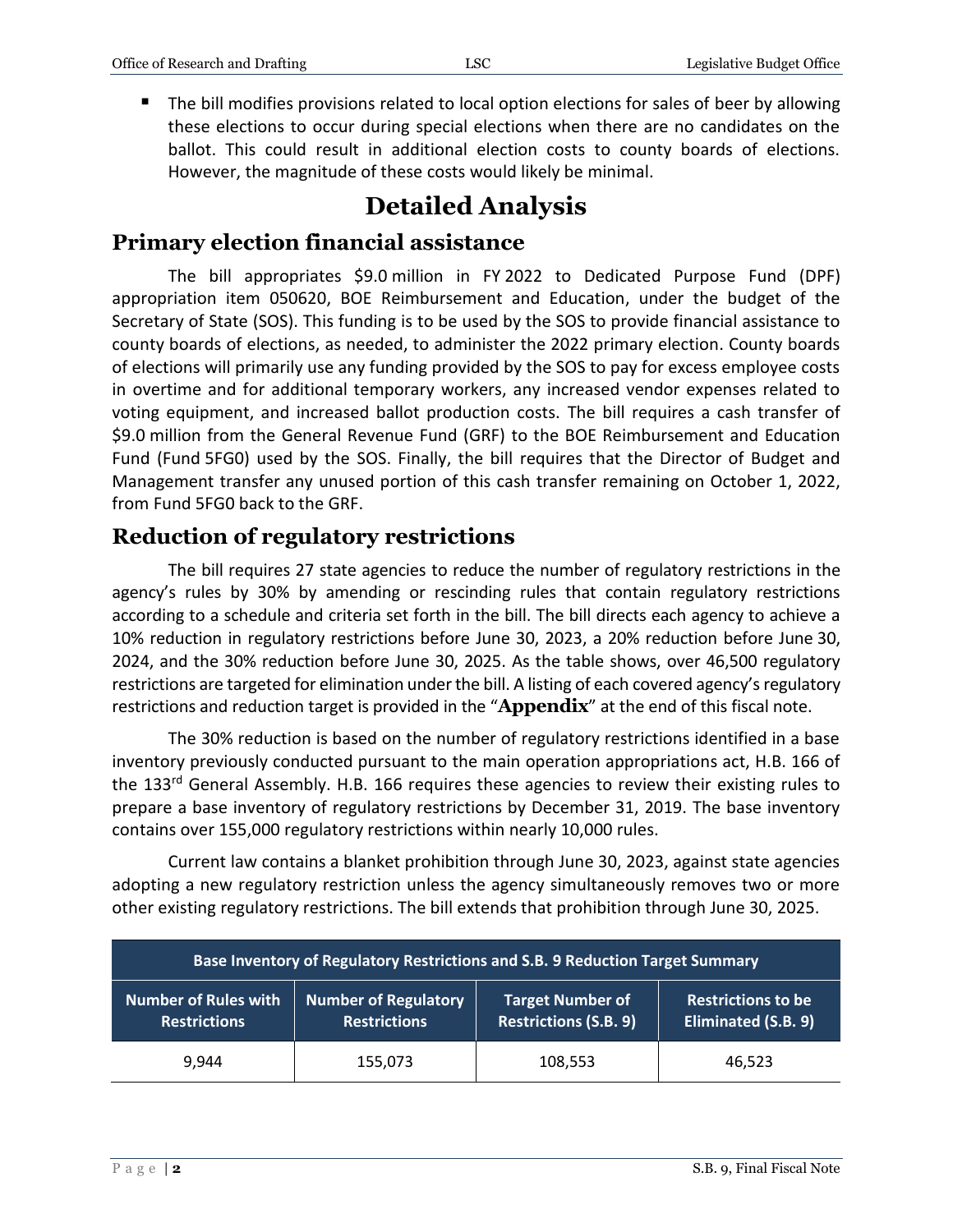- The bill modifies provisions related to local option elections for sales of beer by allowing these elections to occur during special elections when there are no candidates on the ballot. This could result in additional election costs to county boards of elections. However, the magnitude of these costs would likely be minimal.

# Detailed Analysis

## Primary election financial assistance

The bill appropriates $9.0 million in FY 2022 to Dedicated Purpose Fund (DPF) appropriation item 050620, BOE Reimbursement and Education, under the budget of the Secretary of State (SOS). This funding is to be used by the SOS to provide financial assistance to county boards of elections, as needed, to administer the 2022 primary election. County boards of elections will primarily use any funding provided by the SOS to pay for excess employee costs in overtime and for additional temporary workers, any increased vendor expenses related to voting equipment, and increased ballot production costs. The bill requires a cash transfer of $9.0 million from the General Revenue Fund (GRF) to the BOE Reimbursement and Education Fund (Fund 5FG0) used by the SOS. Finally, the bill requires that the Director of Budget and Management transfer any unused portion of this cash transfer remaining on October 1, 2022, from Fund 5FG0 back to the GRF.

## Reduction of regulatory restrictions

The bill requires 27 state agencies to reduce the number of regulatory restrictions in the agency's rules by 30% by amending or rescinding rules that contain regulatory restrictions according to a schedule and criteria set forth in the bill. The bill directs each agency to achieve a 10% reduction in regulatory restrictions before June 30, 2023, a 20% reduction before June 30, 2024, and the 30% reduction before June 30, 2025. As the table shows, over 46,500 regulatory restrictions are targeted for elimination under the bill. A listing of each covered agency's regulatory restrictions and reduction target is provided in the "**Appendix**" at the end of this fiscal note.

The 30% reduction is based on the number of regulatory restrictions identified in a base inventory previously conducted pursuant to the main operation appropriations act, H.B. 166 of the 133rd General Assembly. H.B. 166 requires these agencies to review their existing rules to prepare a base inventory of regulatory restrictions by December 31, 2019. The base inventory contains over 155,000 regulatory restrictions within nearly 10,000 rules.

Current law contains a blanket prohibition through June 30, 2023, against state agencies adopting a new regulatory restriction unless the agency simultaneously removes two or more other existing regulatory restrictions. The bill extends that prohibition through June 30, 2025.

| Base Inventory of Regulatory Restrictions and S.B. 9 Reduction Target Summary | | | |
|---|---|---|---|
| **Number of Rules with Restrictions** | **Number of Regulatory Restrictions** | **Target Number of Restrictions (S.B. 9)** | **Restrictions to be Eliminated (S.B. 9)** |
| 9,944 | 155,073 | 108,553 | 46,523 |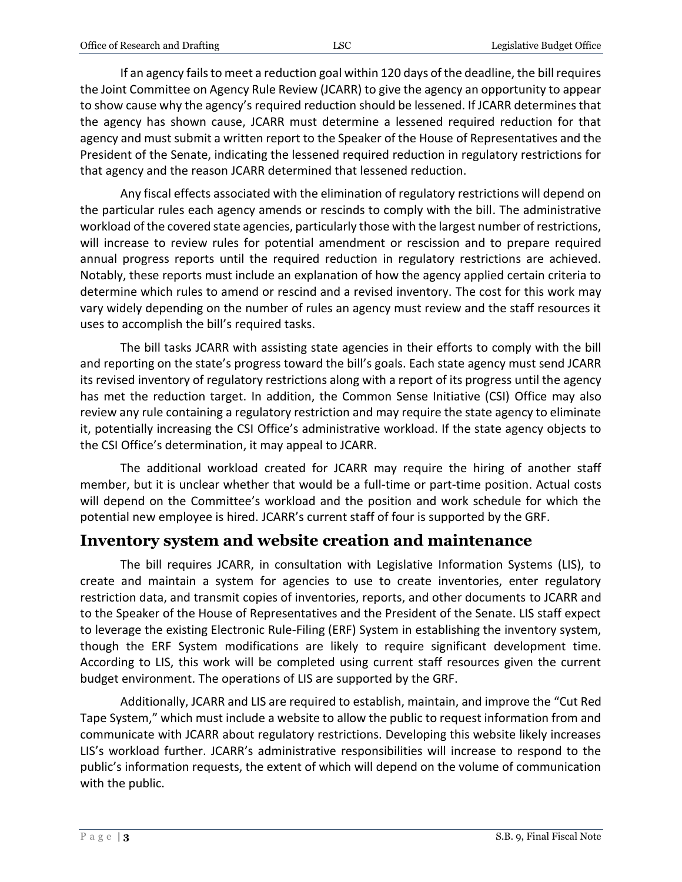If an agency fails to meet a reduction goal within 120 days of the deadline, the bill requires the Joint Committee on Agency Rule Review (JCARR) to give the agency an opportunity to appear to show cause why the agency's required reduction should be lessened. If JCARR determines that the agency has shown cause, JCARR must determine a lessened required reduction for that agency and must submit a written report to the Speaker of the House of Representatives and the President of the Senate, indicating the lessened required reduction in regulatory restrictions for that agency and the reason JCARR determined that lessened reduction.

Any fiscal effects associated with the elimination of regulatory restrictions will depend on the particular rules each agency amends or rescinds to comply with the bill. The administrative workload of the covered state agencies, particularly those with the largest number of restrictions, will increase to review rules for potential amendment or rescission and to prepare required annual progress reports until the required reduction in regulatory restrictions are achieved. Notably, these reports must include an explanation of how the agency applied certain criteria to determine which rules to amend or rescind and a revised inventory. The cost for this work may vary widely depending on the number of rules an agency must review and the staff resources it uses to accomplish the bill's required tasks.

The bill tasks JCARR with assisting state agencies in their efforts to comply with the bill and reporting on the state's progress toward the bill's goals. Each state agency must send JCARR its revised inventory of regulatory restrictions along with a report of its progress until the agency has met the reduction target. In addition, the Common Sense Initiative (CSI) Office may also review any rule containing a regulatory restriction and may require the state agency to eliminate it, potentially increasing the CSI Office's administrative workload. If the state agency objects to the CSI Office's determination, it may appeal to JCARR.

The additional workload created for JCARR may require the hiring of another staff member, but it is unclear whether that would be a full-time or part-time position. Actual costs will depend on the Committee's workload and the position and work schedule for which the potential new employee is hired. JCARR's current staff of four is supported by the GRF.

## Inventory system and website creation and maintenance

The bill requires JCARR, in consultation with Legislative Information Systems (LIS), to create and maintain a system for agencies to use to create inventories, enter regulatory restriction data, and transmit copies of inventories, reports, and other documents to JCARR and to the Speaker of the House of Representatives and the President of the Senate. LIS staff expect to leverage the existing Electronic Rule-Filing (ERF) System in establishing the inventory system, though the ERF System modifications are likely to require significant development time. According to LIS, this work will be completed using current staff resources given the current budget environment. The operations of LIS are supported by the GRF.

Additionally, JCARR and LIS are required to establish, maintain, and improve the "Cut Red Tape System," which must include a website to allow the public to request information from and communicate with JCARR about regulatory restrictions. Developing this website likely increases LIS's workload further. JCARR's administrative responsibilities will increase to respond to the public's information requests, the extent of which will depend on the volume of communication with the public.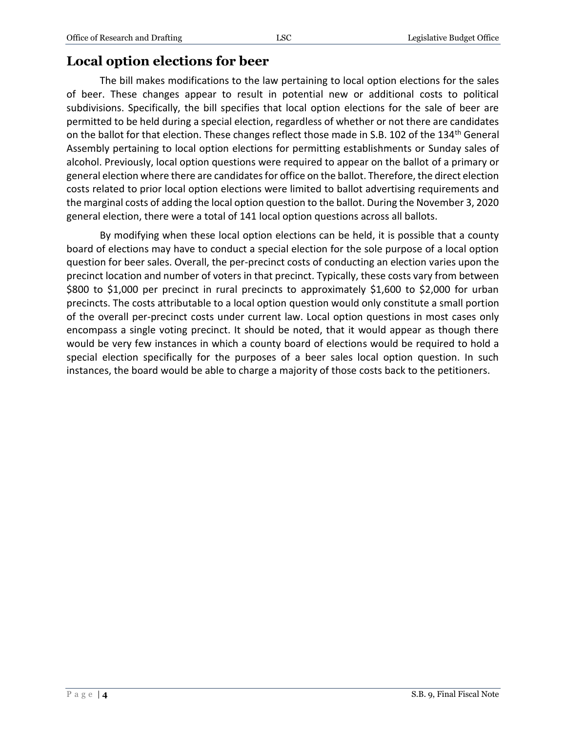## Local option elections for beer

The bill makes modifications to the law pertaining to local option elections for the sales of beer. These changes appear to result in potential new or additional costs to political subdivisions. Specifically, the bill specifies that local option elections for the sale of beer are permitted to be held during a special election, regardless of whether or not there are candidates on the ballot for that election. These changes reflect those made in S.B. 102 of the 134th General Assembly pertaining to local option elections for permitting establishments or Sunday sales of alcohol. Previously, local option questions were required to appear on the ballot of a primary or general election where there are candidates for office on the ballot. Therefore, the direct election costs related to prior local option elections were limited to ballot advertising requirements and the marginal costs of adding the local option question to the ballot. During the November 3, 2020 general election, there were a total of 141 local option questions across all ballots.

By modifying when these local option elections can be held, it is possible that a county board of elections may have to conduct a special election for the sole purpose of a local option question for beer sales. Overall, the per-precinct costs of conducting an election varies upon the precinct location and number of voters in that precinct. Typically, these costs vary from between $800 to $1,000 per precinct in rural precincts to approximately $1,600 to $2,000 for urban precincts. The costs attributable to a local option question would only constitute a small portion of the overall per-precinct costs under current law. Local option questions in most cases only encompass a single voting precinct. It should be noted, that it would appear as though there would be very few instances in which a county board of elections would be required to hold a special election specifically for the purposes of a beer sales local option question. In such instances, the board would be able to charge a majority of those costs back to the petitioners.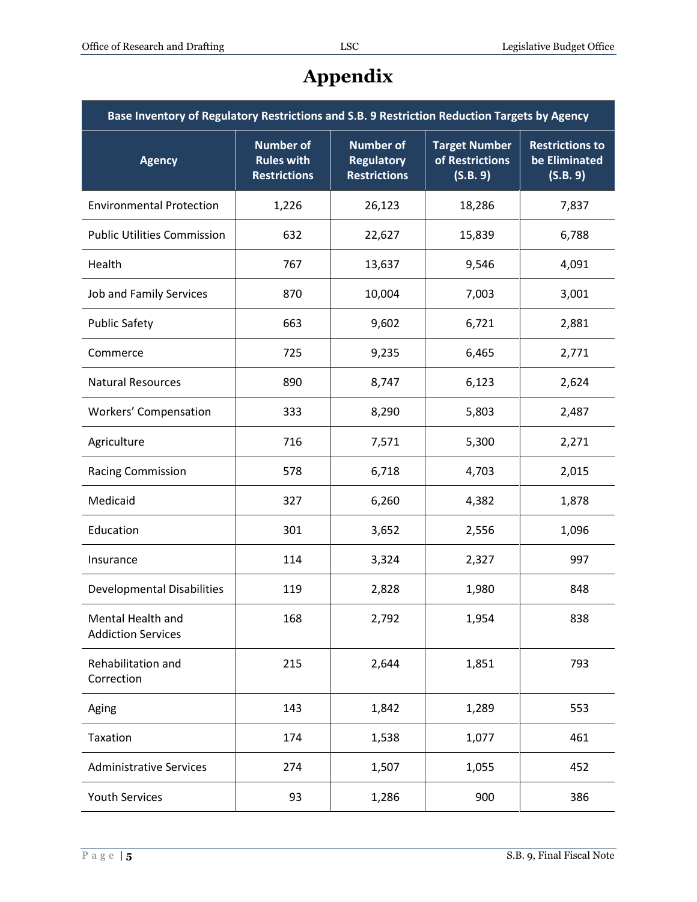# Appendix

| Base Inventory of Regulatory Restrictions and S.B. 9 Restriction Reduction Targets by Agency | | | | |
|---|---|---|---|---|
| Agency | Number of Rules with Restrictions | Number of Regulatory Restrictions | Target Number of Restrictions (S.B. 9) | Restrictions to be Eliminated (S.B. 9) |
| Environmental Protection | 1,226 | 26,123 | 18,286 | 7,837 |
| Public Utilities Commission | 632 | 22,627 | 15,839 | 6,788 |
| Health | 767 | 13,637 | 9,546 | 4,091 |
| Job and Family Services | 870 | 10,004 | 7,003 | 3,001 |
| Public Safety | 663 | 9,602 | 6,721 | 2,881 |
| Commerce | 725 | 9,235 | 6,465 | 2,771 |
| Natural Resources | 890 | 8,747 | 6,123 | 2,624 |
| Workers' Compensation | 333 | 8,290 | 5,803 | 2,487 |
| Agriculture | 716 | 7,571 | 5,300 | 2,271 |
| Racing Commission | 578 | 6,718 | 4,703 | 2,015 |
| Medicaid | 327 | 6,260 | 4,382 | 1,878 |
| Education | 301 | 3,652 | 2,556 | 1,096 |
| Insurance | 114 | 3,324 | 2,327 | 997 |
| Developmental Disabilities | 119 | 2,828 | 1,980 | 848 |
| Mental Health and Addiction Services | 168 | 2,792 | 1,954 | 838 |
| Rehabilitation and Correction | 215 | 2,644 | 1,851 | 793 |
| Aging | 143 | 1,842 | 1,289 | 553 |
| Taxation | 174 | 1,538 | 1,077 | 461 |
| Administrative Services | 274 | 1,507 | 1,055 | 452 |
| Youth Services | 93 | 1,286 | 900 | 386 |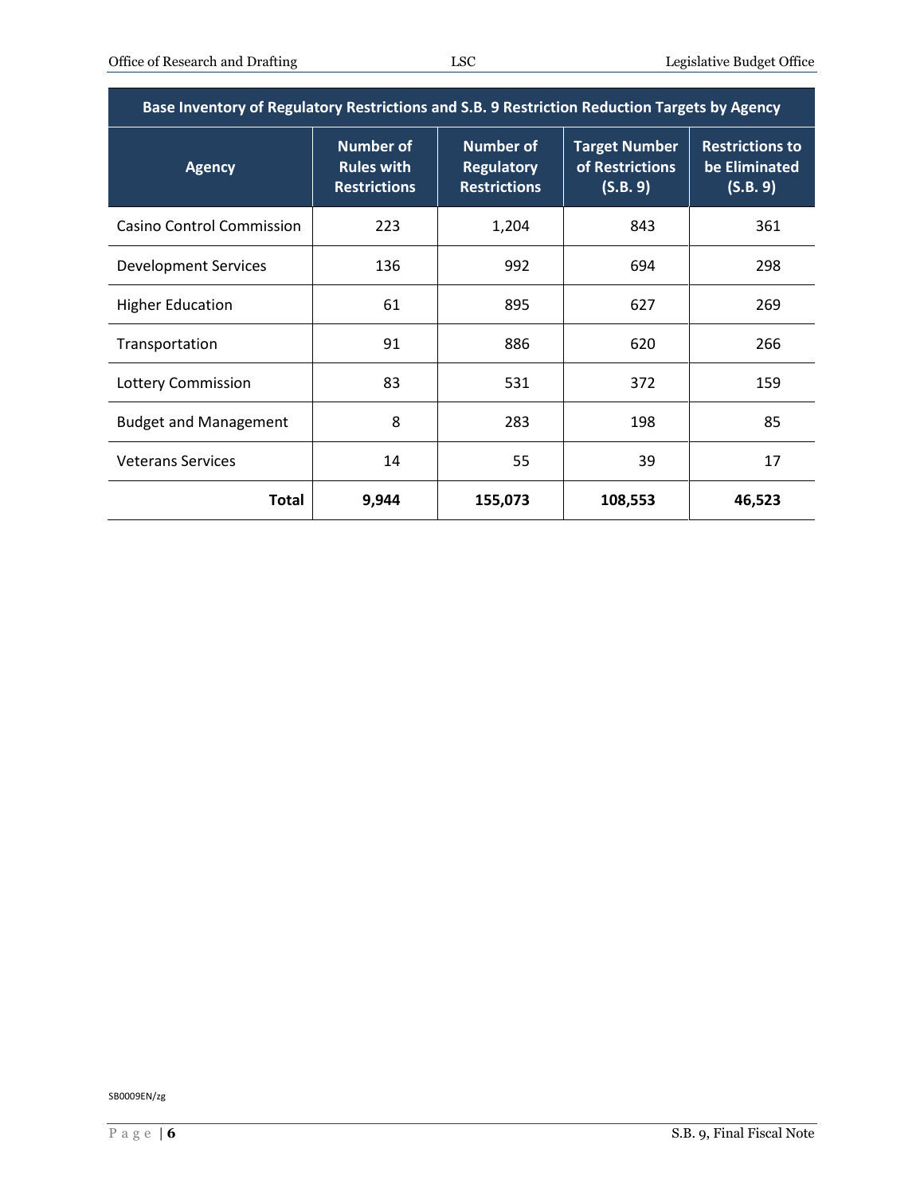| Base Inventory of Regulatory Restrictions and S.B. 9 Restriction Reduction Targets by Agency | | | | |
|---|---|---|---|---|
| **Agency** | **Number of Rules with Restrictions** | **Number of Regulatory Restrictions** | **Target Number of Restrictions (S.B. 9)** | **Restrictions to be Eliminated (S.B. 9)** |
| Casino Control Commission | 223 | 1,204 | 843 | 361 |
| Development Services | 136 | 992 | 694 | 298 |
| Higher Education | 61 | 895 | 627 | 269 |
| Transportation | 91 | 886 | 620 | 266 |
| Lottery Commission | 83 | 531 | 372 | 159 |
| Budget and Management | 8 | 283 | 198 | 85 |
| Veterans Services | 14 | 55 | 39 | 17 |
| **Total** | **9,944** | **155,073** | **108,553** | **46,523** |

SB0009EN/zg